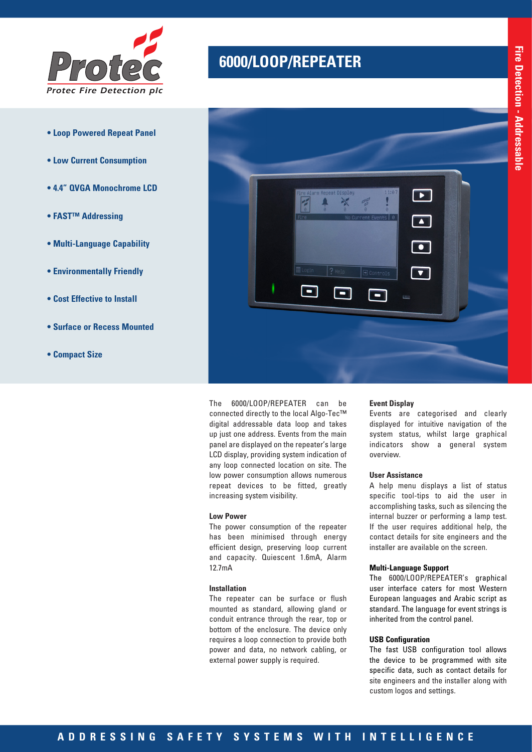Protec

Protec Fire Detection plc

# 6000/LOOP/REPEATER

Fire Detection - Addressable

- **Loop Powered Repeat Panel**
- **Low Current Consumption**
- **4.4" QVGA Monochrome LCD**
- **FAST™ Addressing**
- **Multi-Language Capability**
- **Environmentally Friendly**
- **Cost Effective to Install**
- **Surface or Recess Mounted**
- **Compact Size**

The 6000/LOOP/REPEATER can be connected directly to the local Algo-Tec™ digital addressable data loop and takes up just one address. Events from the main panel are displayed on the repeater's large LCD display, providing system indication of any loop connected location on site. The low power consumption allows numerous repeat devices to be fitted, greatly increasing system visibility.

### Low Power

The power consumption of the repeater has been minimised through energy efficient design, preserving loop current and capacity. Quiescent 1.6mA, Alarm 12.7mA

### Installation

The repeater can be surface or flush mounted as standard, allowing gland or conduit entrance through the rear, top or bottom of the enclosure. The device only requires a loop connection to provide both power and data, no network cabling, or external power supply is required.

### Event Display

Events are categorised and clearly displayed for intuitive navigation of the system status, whilst large graphical indicators show a general system overview.

### User Assistance

A help menu displays a list of status specific tool-tips to aid the user in accomplishing tasks, such as silencing the internal buzzer or performing a lamp test. If the user requires additional help, the contact details for site engineers and the installer are available on the screen.

### Multi-Language Support

The 6000/LOOP/REPEATER's graphical user interface caters for most Western European languages and Arabic script as standard. The language for event strings is inherited from the control panel.

### USB Configuration

The fast USB configuration tool allows the device to be programmed with site specific data, such as contact details for site engineers and the installer along with custom logos and settings.

ADDRESSING SAFETY SYSTEMS WITH INTELLIGENCE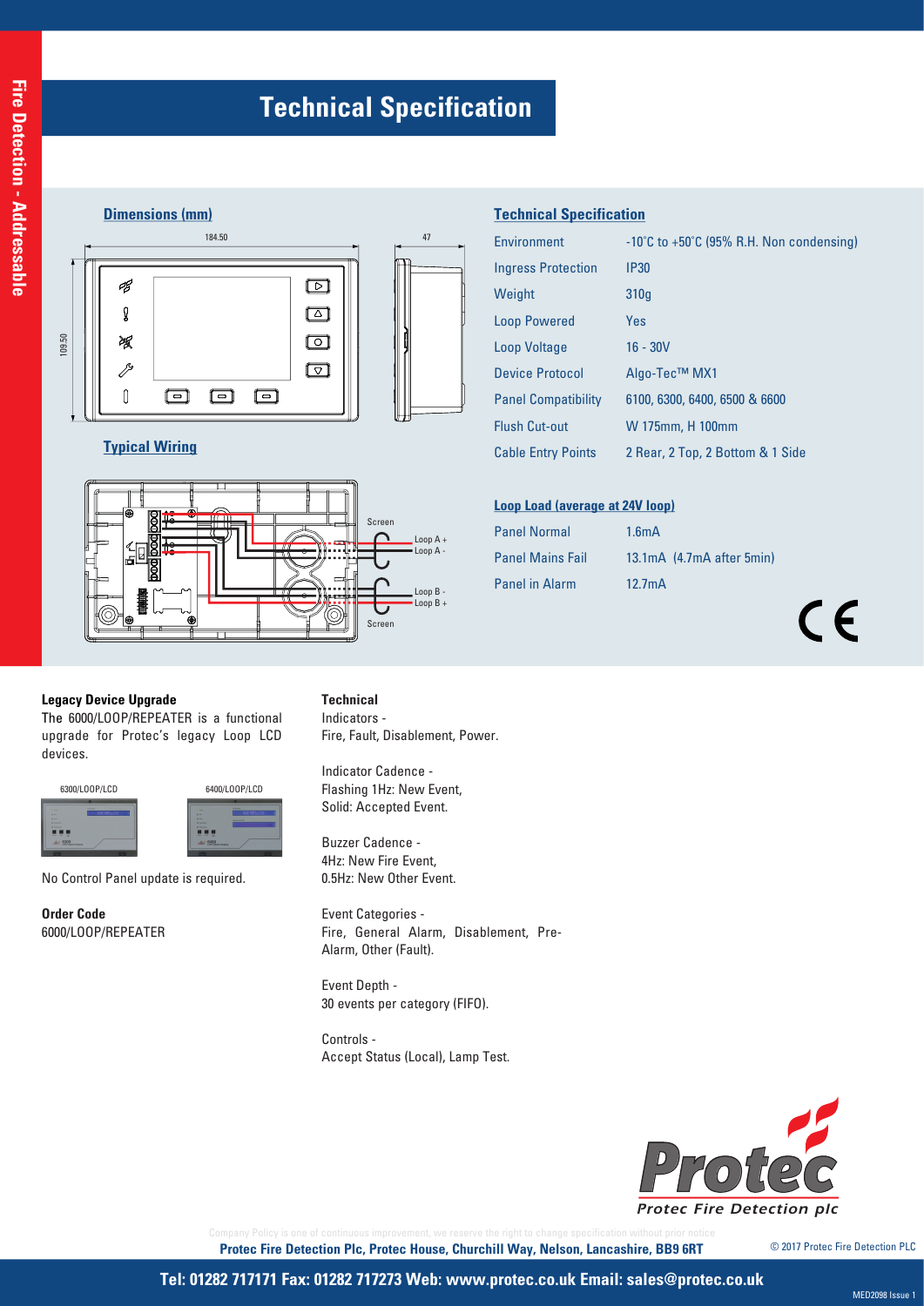# Technical Specification

## Dimensions (mm)

184.50

47

109.50

## Typical Wiring

Screen

Loop A +
Loop A -

Loop B -
Loop B +

Screen

## Technical Specification

| | |
|---|---|
| Environment | -10˚C to +50˚C (95% R.H. Non condensing) |
| Ingress Protection | IP30 |
| Weight | 310g |
| Loop Powered | Yes |
| Loop Voltage | 16 - 30V |
| Device Protocol | Algo-Tec™ MX1 |
| Panel Compatibility | 6100, 6300, 6400, 6500 & 6600 |
| Flush Cut-out | W 175mm, H 100mm |
| Cable Entry Points | 2 Rear, 2 Top, 2 Bottom & 1 Side |

### Loop Load (average at 24V loop)

| | |
|---|---|
| Panel Normal | 1.6mA |
| Panel Mains Fail | 13.1mA (4.7mA after 5min) |
| Panel in Alarm | 12.7mA |

CE

**Legacy Device Upgrade**

The 6000/LOOP/REPEATER is a functional upgrade for Protec's legacy Loop LCD devices.

6300/LOOP/LCD

6400/LOOP/LCD

No Control Panel update is required.

**Order Code**

6000/LOOP/REPEATER

**Technical**

Indicators -
Fire, Fault, Disablement, Power.

Indicator Cadence -
Flashing 1Hz: New Event,
Solid: Accepted Event.

Buzzer Cadence -
4Hz: New Fire Event,
0.5Hz: New Other Event.

Event Categories -
Fire, General Alarm, Disablement, Pre-Alarm, Other (Fault).

Event Depth -
30 events per category (FIFO).

Controls -
Accept Status (Local), Lamp Test.

Protec Fire Detection plc

Company Policy is one of continuous improvement, we reserve the right to change specification without prior notice

**Protec Fire Detection Plc, Protec House, Churchill Way, Nelson, Lancashire, BB9 6RT**

© 2017 Protec Fire Detection PLC

**Tel: 01282 717171 Fax: 01282 717273 Web: www.protec.co.uk Email: sales@protec.co.uk**

MED2098 Issue 1